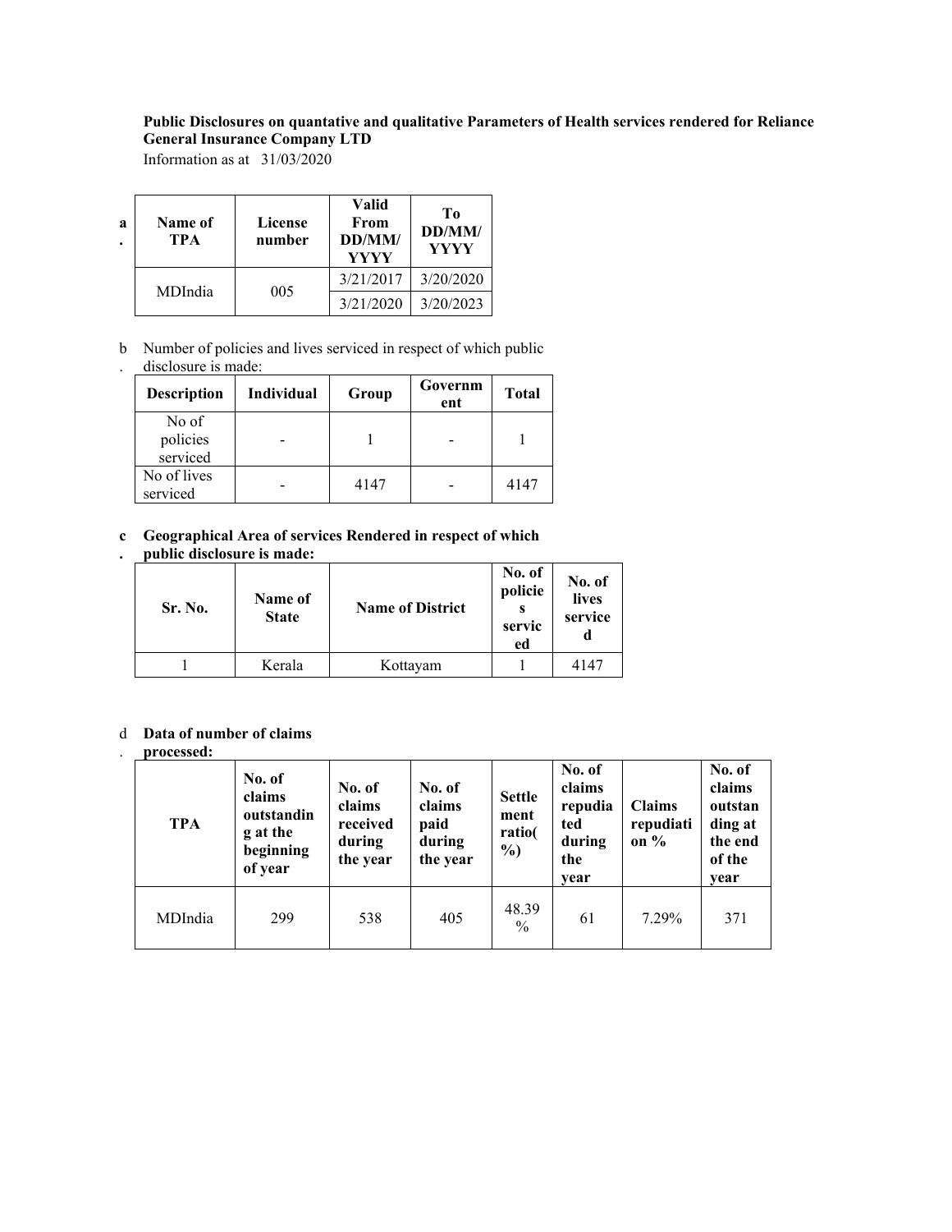**Public Disclosures on quantative and qualitative Parameters of Health services rendered for Reliance General Insurance Company LTD**

Information as at 31/03/2020

a. 

| Name of TPA | License number | Valid From DD/MM/ YYYY | To DD/MM/ YYYY |
|---|---|---|---|
| MDIndia | 005 | 3/21/2017 | 3/20/2020 |
| | | 3/21/2020 | 3/20/2023 |

b. Number of policies and lives serviced in respect of which public disclosure is made:

| Description | Individual | Group | Government | Total |
|---|---|---|---|---|
| No of policies serviced | - | 1 | - | 1 |
| No of lives serviced | - | 4147 | - | 4147 |

**c. Geographical Area of services Rendered in respect of which public disclosure is made:**

| Sr. No. | Name of State | Name of District | No. of policies serviced | No. of lives serviced |
|---|---|---|---|---|
| 1 | Kerala | Kottayam | 1 | 4147 |

d. **Data of number of claims processed:**

| TPA | No. of claims outstanding at the beginning of year | No. of claims received during the year | No. of claims paid during the year | Settlement ratio(%) | No. of claims repudiated during the year | Claims repudiation % | No. of claims outstanding at the end of the year |
|---|---|---|---|---|---|---|---|
| MDIndia | 299 | 538 | 405 | 48.39 % | 61 | 7.29% | 371 |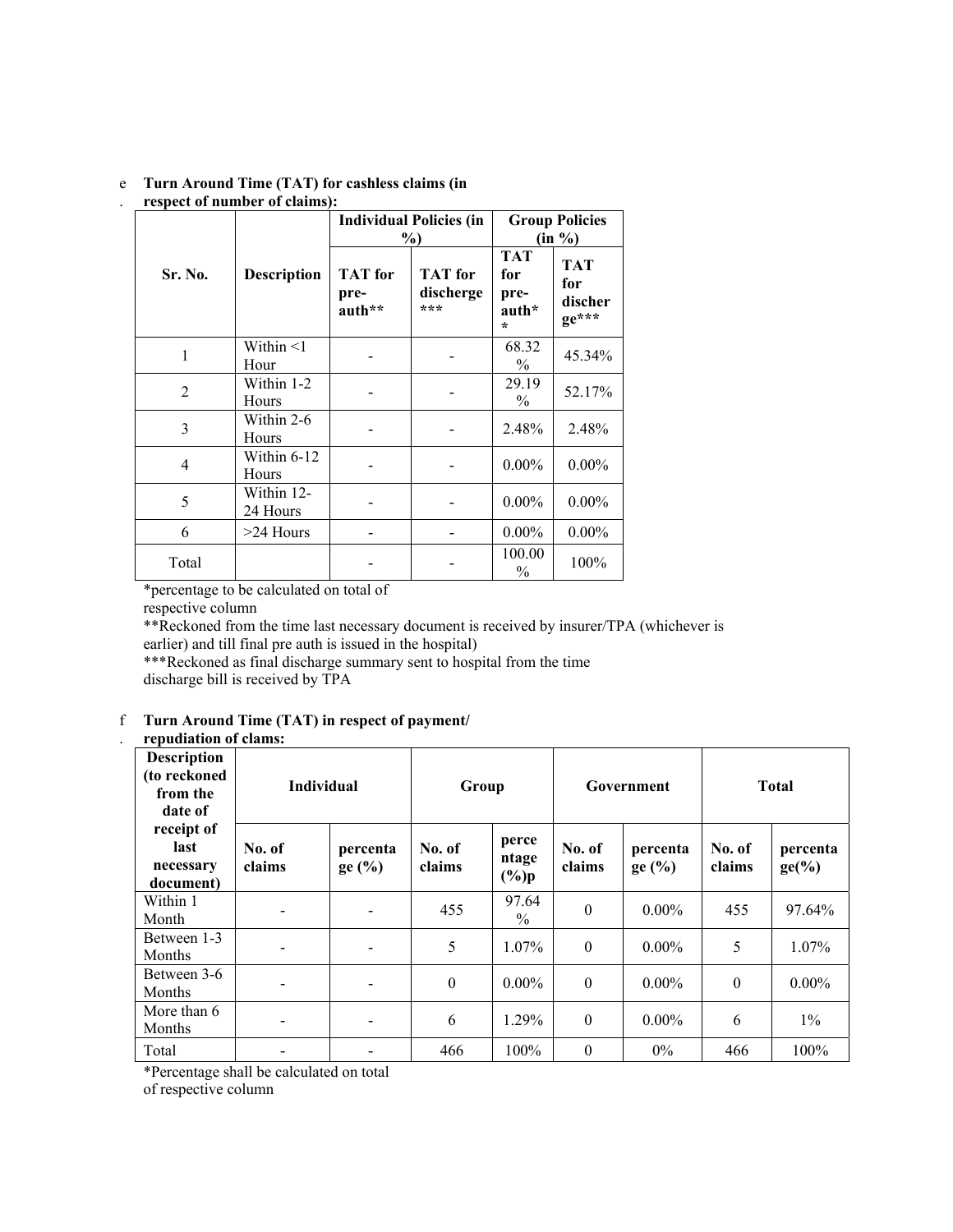e. **Turn Around Time (TAT) for cashless claims (in respect of number of claims):**

| Sr. No. | Description | Individual Policies (in %) | | Group Policies (in %) | |
|---|---|---|---|---|---|
| | | TAT for pre-auth** | TAT for discherge*** | TAT for pre-auth** | TAT for discherge*** |
| 1 | Within <1 Hour | - | - | 68.32 % | 45.34% |
| 2 | Within 1-2 Hours | - | - | 29.19 % | 52.17% |
| 3 | Within 2-6 Hours | - | - | 2.48% | 2.48% |
| 4 | Within 6-12 Hours | - | - | 0.00% | 0.00% |
| 5 | Within 12-24 Hours | - | - | 0.00% | 0.00% |
| 6 | >24 Hours | - | - | 0.00% | 0.00% |
| Total | | - | - | 100.00 % | 100% |

*percentage to be calculated on total of respective column

**Reckoned from the time last necessary document is received by insurer/TPA (whichever is earlier) and till final pre auth is issued in the hospital)

***Reckoned as final discharge summary sent to hospital from the time discharge bill is received by TPA

f. **Turn Around Time (TAT) in respect of payment/ repudiation of clams:**

| Description (to reckoned from the date of receipt of last necessary document) | Individual | | Group | | Government | | Total | |
|---|---|---|---|---|---|---|---|---|
| | No. of claims | percentage (%) | No. of claims | percentage (%)p | No. of claims | percentage (%) | No. of claims | percentage(%) |
| Within 1 Month | - | - | 455 | 97.64 % | 0 | 0.00% | 455 | 97.64% |
| Between 1-3 Months | - | - | 5 | 1.07% | 0 | 0.00% | 5 | 1.07% |
| Between 3-6 Months | - | - | 0 | 0.00% | 0 | 0.00% | 0 | 0.00% |
| More than 6 Months | - | - | 6 | 1.29% | 0 | 0.00% | 6 | 1% |
| Total | - | - | 466 | 100% | 0 | 0% | 466 | 100% |

*Percentage shall be calculated on total of respective column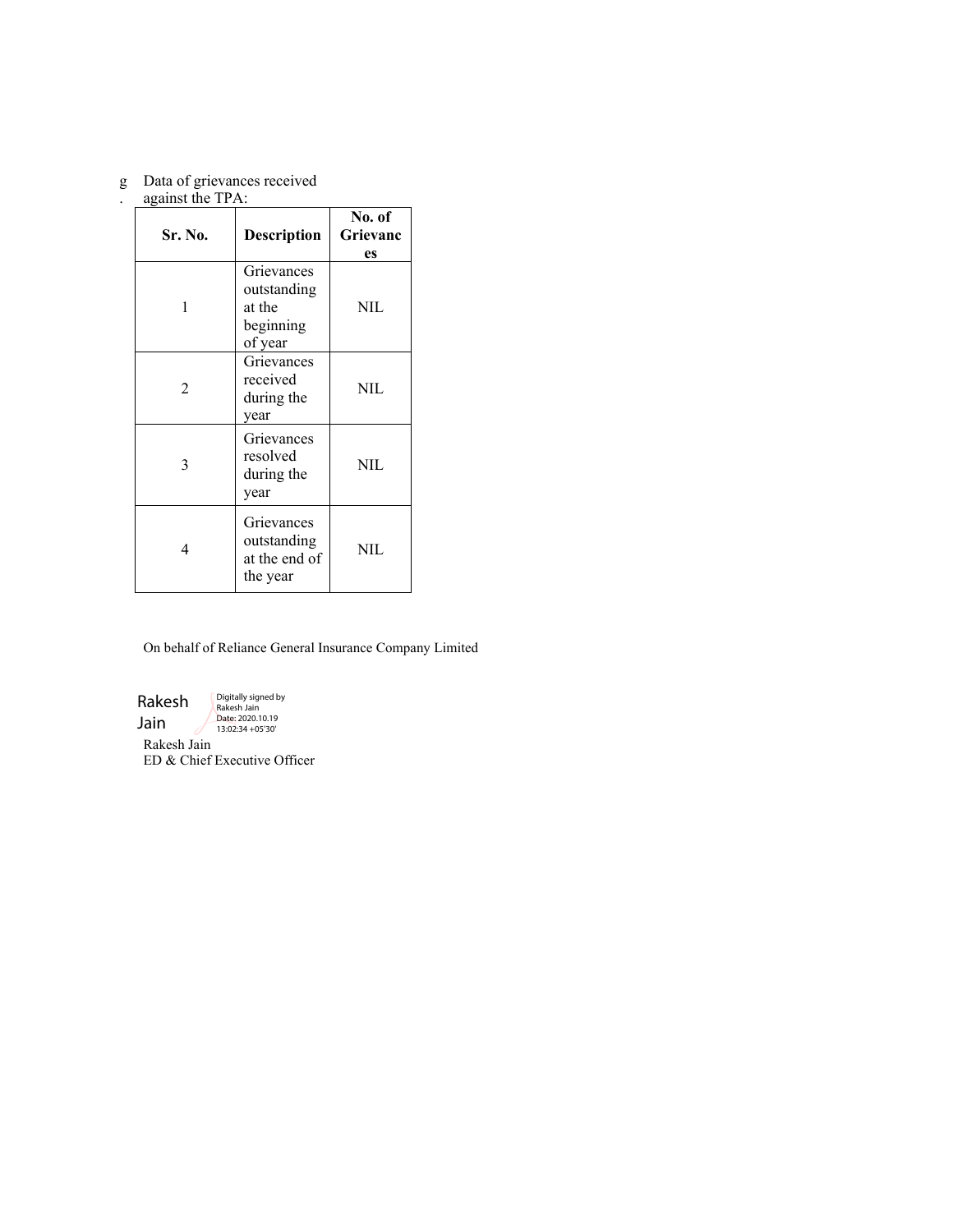g. Data of grievances received against the TPA:

| Sr. No. | Description | No. of Grievances |
|---|---|---|
| 1 | Grievances outstanding at the beginning of year | NIL |
| 2 | Grievances received during the year | NIL |
| 3 | Grievances resolved during the year | NIL |
| 4 | Grievances outstanding at the end of the year | NIL |

On behalf of Reliance General Insurance Company Limited

Rakesh Jain

Digitally signed by Rakesh Jain
Date: 2020.10.19 13:02:34 +05'30'

Rakesh Jain
ED & Chief Executive Officer